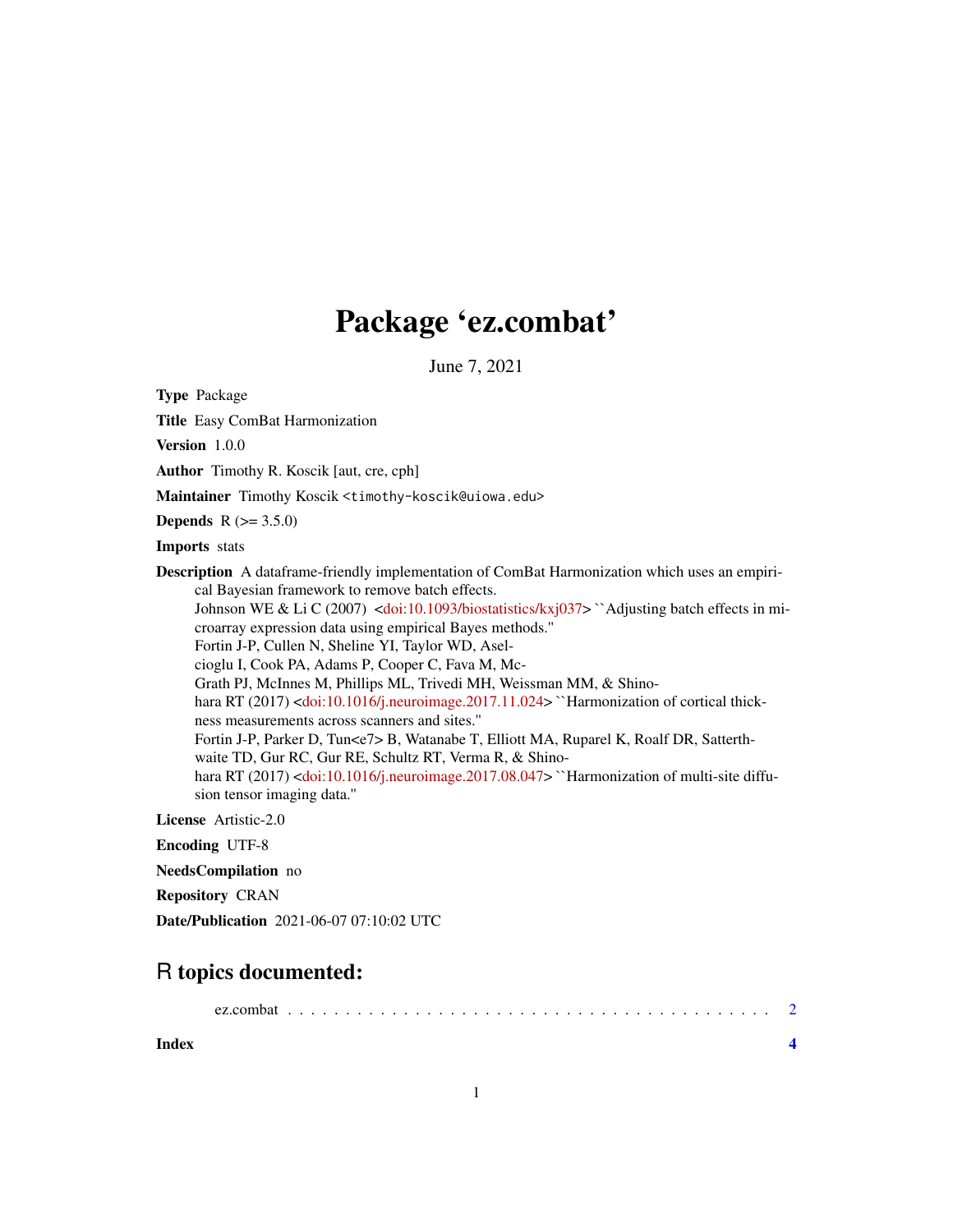# Package 'ez.combat'

June 7, 2021

**Type** Package

**Title** Easy ComBat Harmonization

**Version** 1.0.0

**Author** Timothy R. Koscik [aut, cre, cph]

**Maintainer** Timothy Koscik <timothy-koscik@uiowa.edu>

**Depends** R (>= 3.5.0)

**Imports** stats

**Description** A dataframe-friendly implementation of ComBat Harmonization which uses an empirical Bayesian framework to remove batch effects.
Johnson WE & Li C (2007) <doi:10.1093/biostatistics/kxj037> ``Adjusting batch effects in microarray expression data using empirical Bayes methods.''
Fortin J-P, Cullen N, Sheline YI, Taylor WD, Aselcioglu I, Cook PA, Adams P, Cooper C, Fava M, McGrath PJ, McInnes M, Phillips ML, Trivedi MH, Weissman MM, & Shinohara RT (2017) <doi:10.1016/j.neuroimage.2017.11.024> ``Harmonization of cortical thickness measurements across scanners and sites.''
Fortin J-P, Parker D, Tun<e7> B, Watanabe T, Elliott MA, Ruparel K, Roalf DR, Satterthwaite TD, Gur RC, Gur RE, Schultz RT, Verma R, & Shinohara RT (2017) <doi:10.1016/j.neuroimage.2017.08.047> ``Harmonization of multi-site diffusion tensor imaging data.''

**License** Artistic-2.0

**Encoding** UTF-8

**NeedsCompilation** no

**Repository** CRAN

**Date/Publication** 2021-06-07 07:10:02 UTC

## R topics documented:

ez.combat . . . . . . . . . . . . . . . . . . . . . . . . . . . . . . . . . . . . . . . . . . 2

**Index** **4**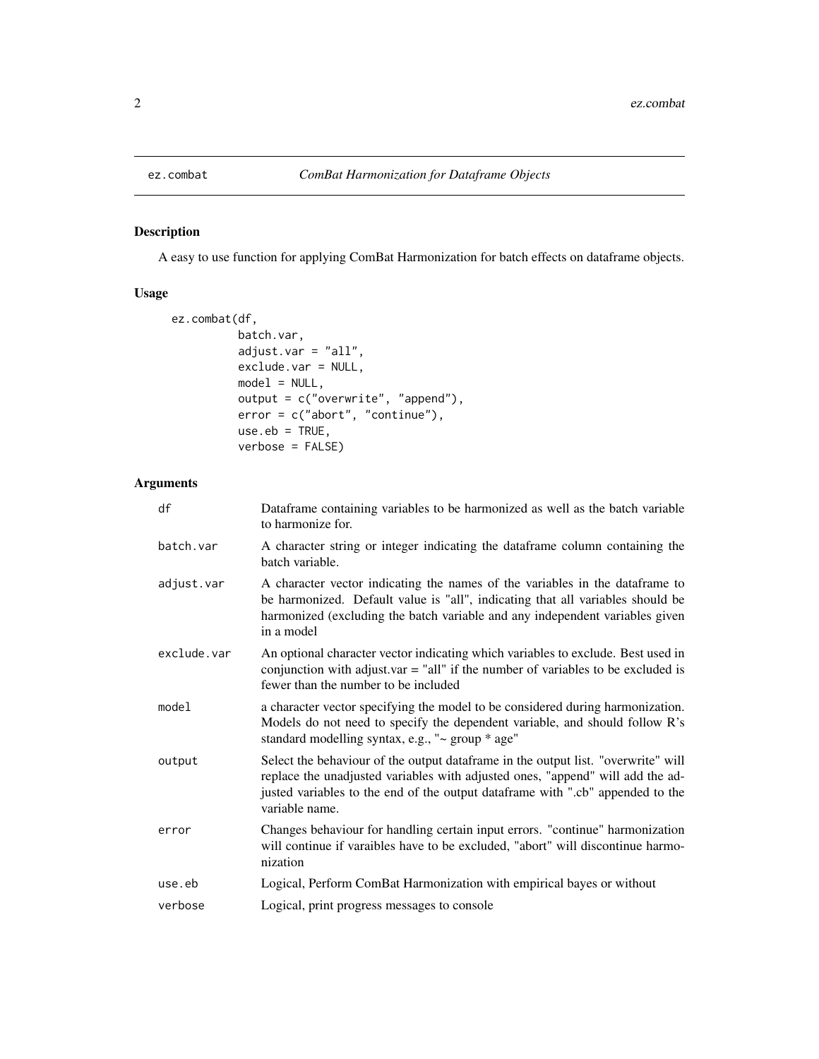# ez.combat — *ComBat Harmonization for Dataframe Objects*

## Description

A easy to use function for applying ComBat Harmonization for batch effects on dataframe objects.

## Usage

```
ez.combat(df,
          batch.var,
          adjust.var = "all",
          exclude.var = NULL,
          model = NULL,
          output = c("overwrite", "append"),
          error = c("abort", "continue"),
          use.eb = TRUE,
          verbose = FALSE)
```

## Arguments

| | |
|---|---|
| `df` | Dataframe containing variables to be harmonized as well as the batch variable to harmonize for. |
| `batch.var` | A character string or integer indicating the dataframe column containing the batch variable. |
| `adjust.var` | A character vector indicating the names of the variables in the dataframe to be harmonized. Default value is "all", indicating that all variables should be harmonized (excluding the batch variable and any independent variables given in a model |
| `exclude.var` | An optional character vector indicating which variables to exclude. Best used in conjunction with adjust.var = "all" if the number of variables to be excluded is fewer than the number to be included |
| `model` | a character vector specifying the model to be considered during harmonization. Models do not need to specify the dependent variable, and should follow R's standard modelling syntax, e.g., "~ group * age" |
| `output` | Select the behaviour of the output dataframe in the output list. "overwrite" will replace the unadjusted variables with adjusted ones, "append" will add the adjusted variables to the end of the output dataframe with ".cb" appended to the variable name. |
| `error` | Changes behaviour for handling certain input errors. "continue" harmonization will continue if varaibles have to be excluded, "abort" will discontinue harmonization |
| `use.eb` | Logical, Perform ComBat Harmonization with empirical bayes or without |
| `verbose` | Logical, print progress messages to console |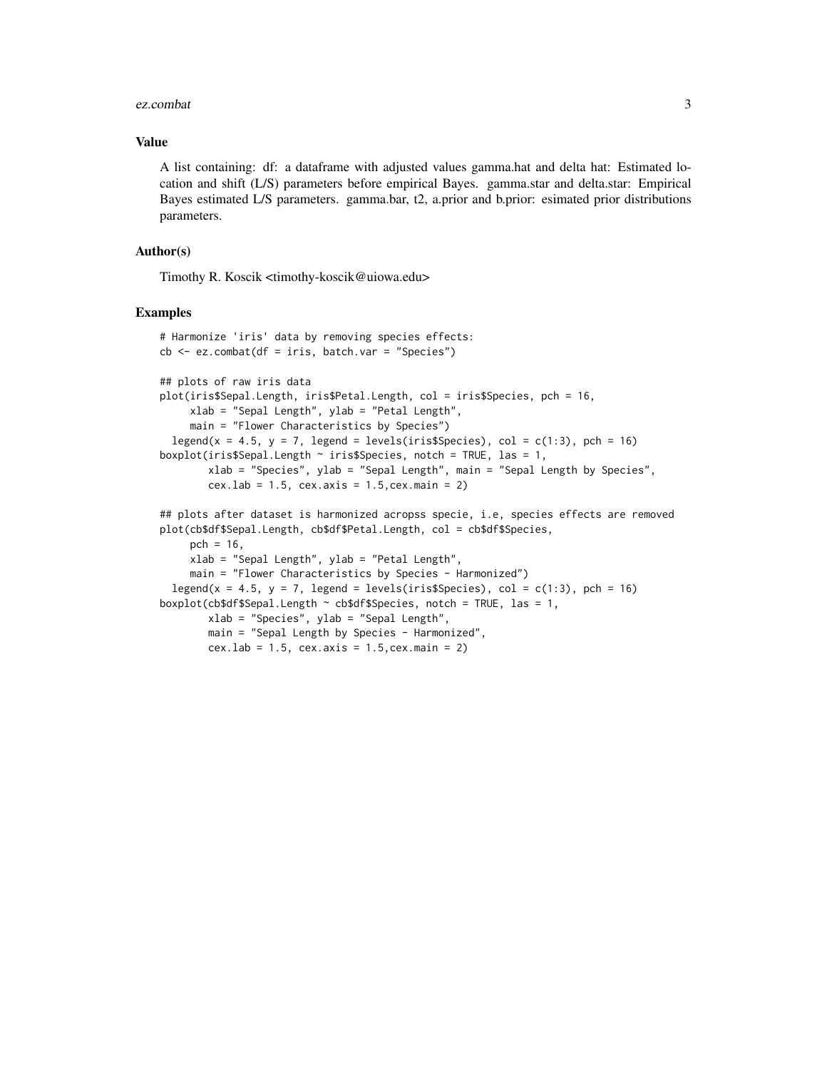### Value

A list containing: df: a dataframe with adjusted values gamma.hat and delta hat: Estimated location and shift (L/S) parameters before empirical Bayes. gamma.star and delta.star: Empirical Bayes estimated L/S parameters. gamma.bar, t2, a.prior and b.prior: esimated prior distributions parameters.

### Author(s)

Timothy R. Koscik <timothy-koscik@uiowa.edu>

### Examples

```
# Harmonize 'iris' data by removing species effects:
cb <- ez.combat(df = iris, batch.var = "Species")

## plots of raw iris data
plot(iris$Sepal.Length, iris$Petal.Length, col = iris$Species, pch = 16,
     xlab = "Sepal Length", ylab = "Petal Length",
     main = "Flower Characteristics by Species")
  legend(x = 4.5, y = 7, legend = levels(iris$Species), col = c(1:3), pch = 16)
boxplot(iris$Sepal.Length ~ iris$Species, notch = TRUE, las = 1,
        xlab = "Species", ylab = "Sepal Length", main = "Sepal Length by Species",
        cex.lab = 1.5, cex.axis = 1.5,cex.main = 2)

## plots after dataset is harmonized acropss specie, i.e, species effects are removed
plot(cb$df$Sepal.Length, cb$df$Petal.Length, col = cb$df$Species,
     pch = 16,
     xlab = "Sepal Length", ylab = "Petal Length",
     main = "Flower Characteristics by Species - Harmonized")
  legend(x = 4.5, y = 7, legend = levels(iris$Species), col = c(1:3), pch = 16)
boxplot(cb$df$Sepal.Length ~ cb$df$Species, notch = TRUE, las = 1,
        xlab = "Species", ylab = "Sepal Length",
        main = "Sepal Length by Species - Harmonized",
        cex.lab = 1.5, cex.axis = 1.5,cex.main = 2)
```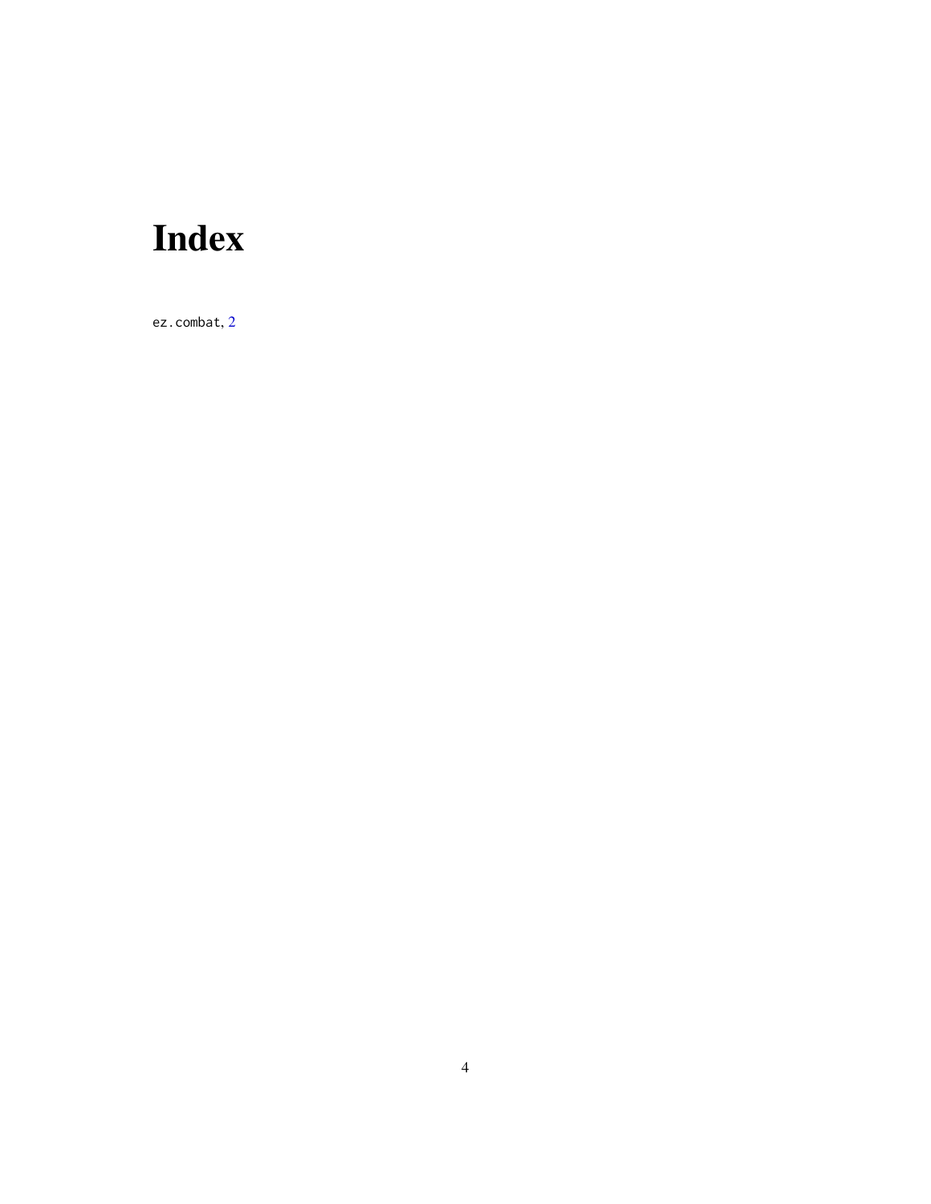# Index

ez.combat, 2